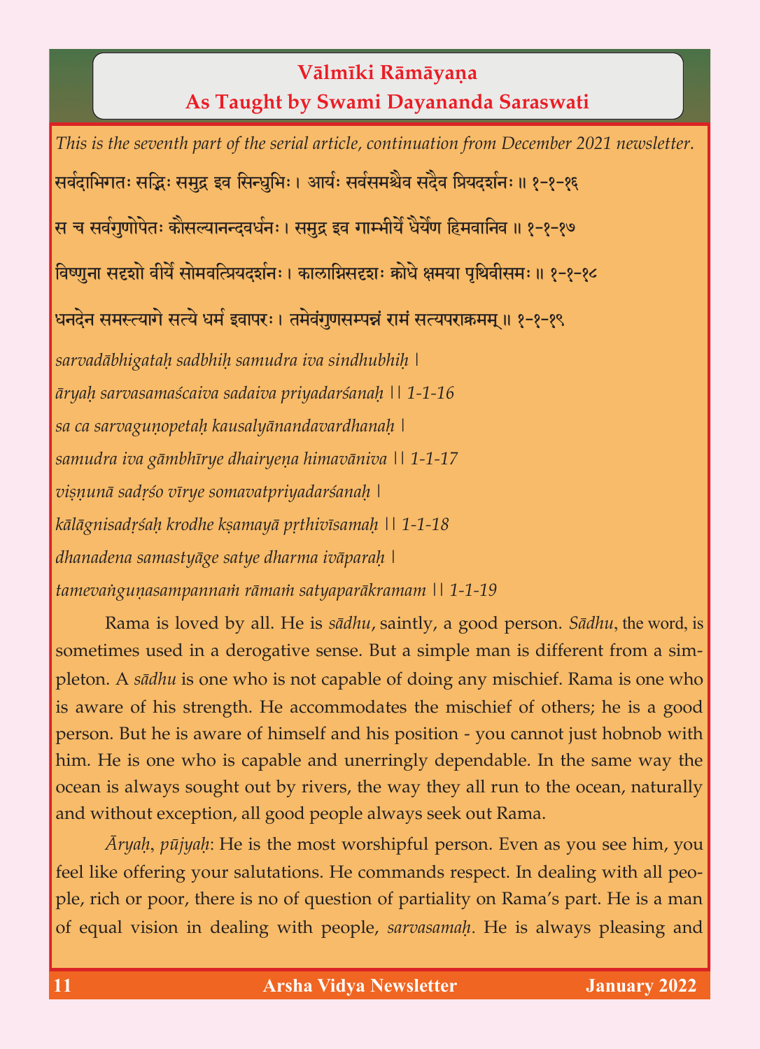## Vālmīki Rāmāyaṇa
## As Taught by Swami Dayananda Saraswati

*This is the seventh part of the serial article, continuation from December 2021 newsletter.*

सर्वदाभिगतः सद्भिः समुद्र इव सिन्धुभिः। आर्यः सर्वसमश्चैव सदैव प्रियदर्शनः॥ १-१-१६

स च सर्वगुणोपेतः कौसल्यानन्दवर्धनः। समुद्र इव गाम्भीर्ये धैर्येण हिमवानिव॥ १-१-१७

विष्णुना सदृशो वीर्ये सोमवत्प्रियदर्शनः। कालाग्निसदृशः क्रोधे क्षमया पृथिवीसमः॥ १-१-१८

धनदेन समस्त्यागे सत्ये धर्म इवापरः। तमेवंगुणसम्पन्नं रामं सत्यपराक्रमम्॥ १-१-१९

*sarvadābhigataḥ sadbhiḥ samudra iva sindhubhiḥ |*

*āryaḥ sarvasamaścaiva sadaiva priyadarśanaḥ || 1-1-16*

*sa ca sarvaguṇopetaḥ kausalyānandavardhanaḥ |*

*samudra iva gāmbhīrye dhairyeṇa himavāniva || 1-1-17*

*viṣṇunā sadṛśo vīrye somavatpriyadarśanaḥ |*

*kālāgnisadṛśaḥ krodhe kṣamayā pṛthivīsamaḥ || 1-1-18*

*dhanadena samastyāge satye dharma ivāparaḥ |*

*tamevaṅguṇasampannaṁ rāmaṁ satyaparākramam || 1-1-19*

Rama is loved by all. He is *sādhu*, saintly, a good person. *Sādhu*, the word, is sometimes used in a derogative sense. But a simple man is different from a simpleton. A *sādhu* is one who is not capable of doing any mischief. Rama is one who is aware of his strength. He accommodates the mischief of others; he is a good person. But he is aware of himself and his position - you cannot just hobnob with him. He is one who is capable and unerringly dependable. In the same way the ocean is always sought out by rivers, the way they all run to the ocean, naturally and without exception, all good people always seek out Rama.

*Āryaḥ, pūjyaḥ*: He is the most worshipful person. Even as you see him, you feel like offering your salutations. He commands respect. In dealing with all people, rich or poor, there is no of question of partiality on Rama's part. He is a man of equal vision in dealing with people, *sarvasamaḥ*. He is always pleasing and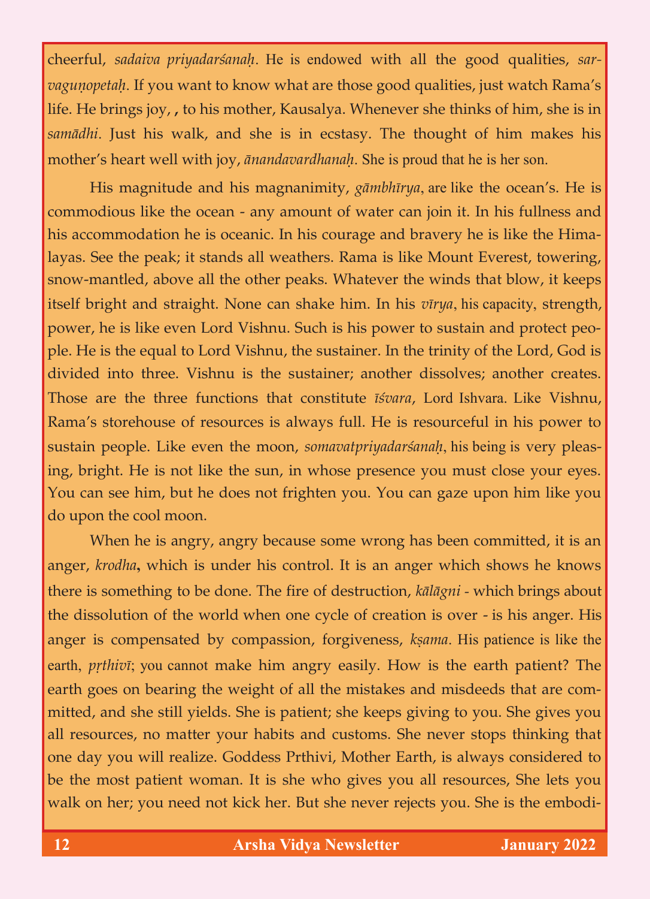cheerful, *sadaiva priyadarśanaḥ*. He is endowed with all the good qualities, *sarvaguṇopetaḥ*. If you want to know what are those good qualities, just watch Rama's life. He brings joy, , to his mother, Kausalya. Whenever she thinks of him, she is in *samādhi*. Just his walk, and she is in ecstasy. The thought of him makes his mother's heart well with joy, *ānandavardhanaḥ*. She is proud that he is her son.

His magnitude and his magnanimity, *gāmbhīrya*, are like the ocean's. He is commodious like the ocean - any amount of water can join it. In his fullness and his accommodation he is oceanic. In his courage and bravery he is like the Himalayas. See the peak; it stands all weathers. Rama is like Mount Everest, towering, snow-mantled, above all the other peaks. Whatever the winds that blow, it keeps itself bright and straight. None can shake him. In his *vīrya*, his capacity, strength, power, he is like even Lord Vishnu. Such is his power to sustain and protect people. He is the equal to Lord Vishnu, the sustainer. In the trinity of the Lord, God is divided into three. Vishnu is the sustainer; another dissolves; another creates. Those are the three functions that constitute *īśvara*, Lord Ishvara. Like Vishnu, Rama's storehouse of resources is always full. He is resourceful in his power to sustain people. Like even the moon, *somavatpriyadarśanaḥ*, his being is very pleasing, bright. He is not like the sun, in whose presence you must close your eyes. You can see him, but he does not frighten you. You can gaze upon him like you do upon the cool moon.

When he is angry, angry because some wrong has been committed, it is an anger, *krodha*, which is under his control. It is an anger which shows he knows there is something to be done. The fire of destruction, *kālāgni* - which brings about the dissolution of the world when one cycle of creation is over - is his anger. His anger is compensated by compassion, forgiveness, *kṣama*. His patience is like the earth, *pṛthivī*; you cannot make him angry easily. How is the earth patient? The earth goes on bearing the weight of all the mistakes and misdeeds that are committed, and she still yields. She is patient; she keeps giving to you. She gives you all resources, no matter your habits and customs. She never stops thinking that one day you will realize. Goddess Prthivi, Mother Earth, is always considered to be the most patient woman. It is she who gives you all resources, She lets you walk on her; you need not kick her. But she never rejects you. She is the embodi-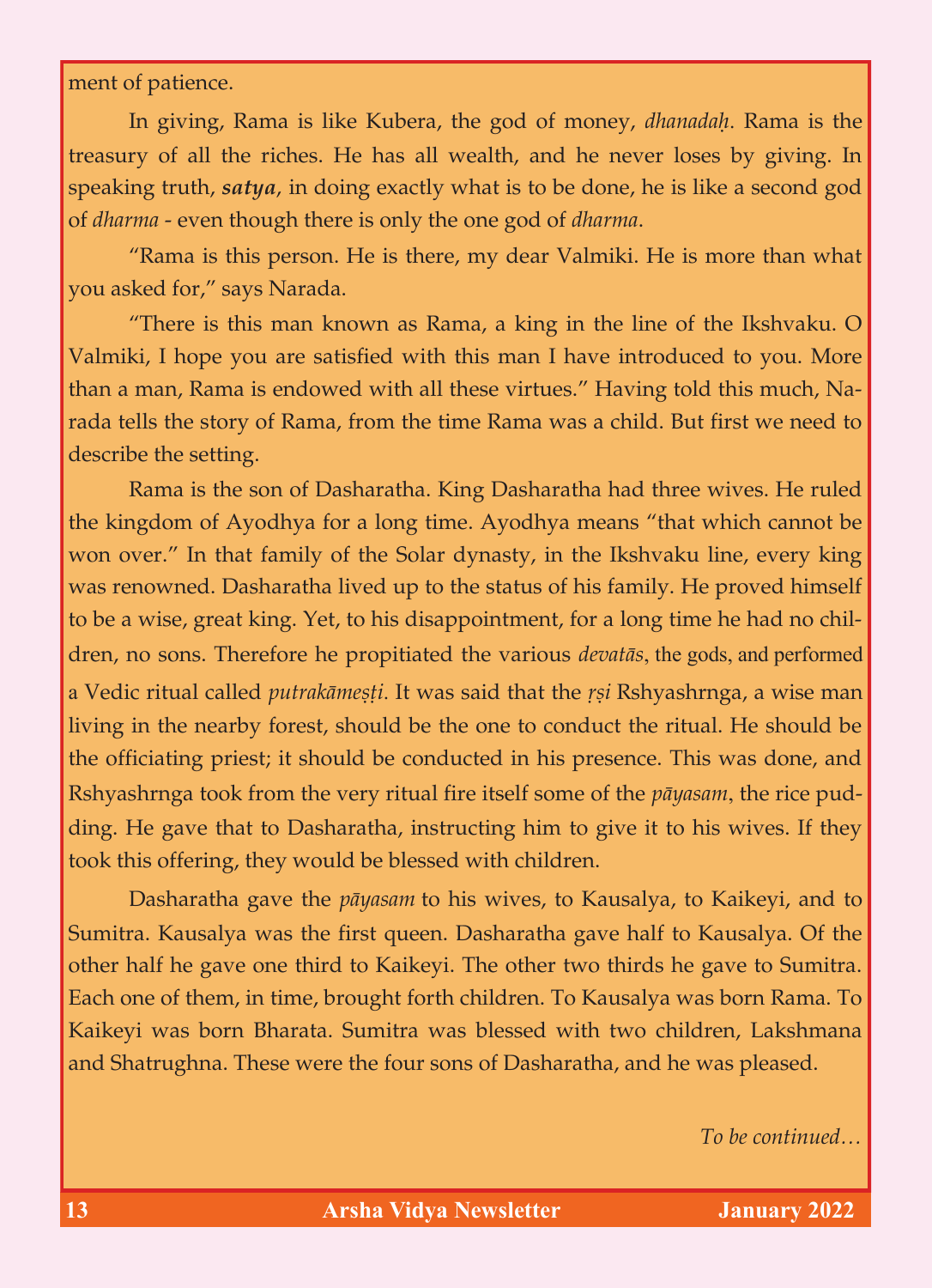ment of patience.

In giving, Rama is like Kubera, the god of money, *dhanadaḥ*. Rama is the treasury of all the riches. He has all wealth, and he never loses by giving. In speaking truth, ***satya***, in doing exactly what is to be done, he is like a second god of *dharma* - even though there is only the one god of *dharma*.

"Rama is this person. He is there, my dear Valmiki. He is more than what you asked for," says Narada.

"There is this man known as Rama, a king in the line of the Ikshvaku. O Valmiki, I hope you are satisfied with this man I have introduced to you. More than a man, Rama is endowed with all these virtues." Having told this much, Narada tells the story of Rama, from the time Rama was a child. But first we need to describe the setting.

Rama is the son of Dasharatha. King Dasharatha had three wives. He ruled the kingdom of Ayodhya for a long time. Ayodhya means "that which cannot be won over." In that family of the Solar dynasty, in the Ikshvaku line, every king was renowned. Dasharatha lived up to the status of his family. He proved himself to be a wise, great king. Yet, to his disappointment, for a long time he had no children, no sons. Therefore he propitiated the various *devatās*, the gods, and performed a Vedic ritual called *putrakāmeṣṭi*. It was said that the *ṛṣi* Rshyashrnga, a wise man living in the nearby forest, should be the one to conduct the ritual. He should be the officiating priest; it should be conducted in his presence. This was done, and Rshyashrnga took from the very ritual fire itself some of the *pāyasam*, the rice pudding. He gave that to Dasharatha, instructing him to give it to his wives. If they took this offering, they would be blessed with children.

Dasharatha gave the *pāyasam* to his wives, to Kausalya, to Kaikeyi, and to Sumitra. Kausalya was the first queen. Dasharatha gave half to Kausalya. Of the other half he gave one third to Kaikeyi. The other two thirds he gave to Sumitra. Each one of them, in time, brought forth children. To Kausalya was born Rama. To Kaikeyi was born Bharata. Sumitra was blessed with two children, Lakshmana and Shatrughna. These were the four sons of Dasharatha, and he was pleased.

*To be continued…*